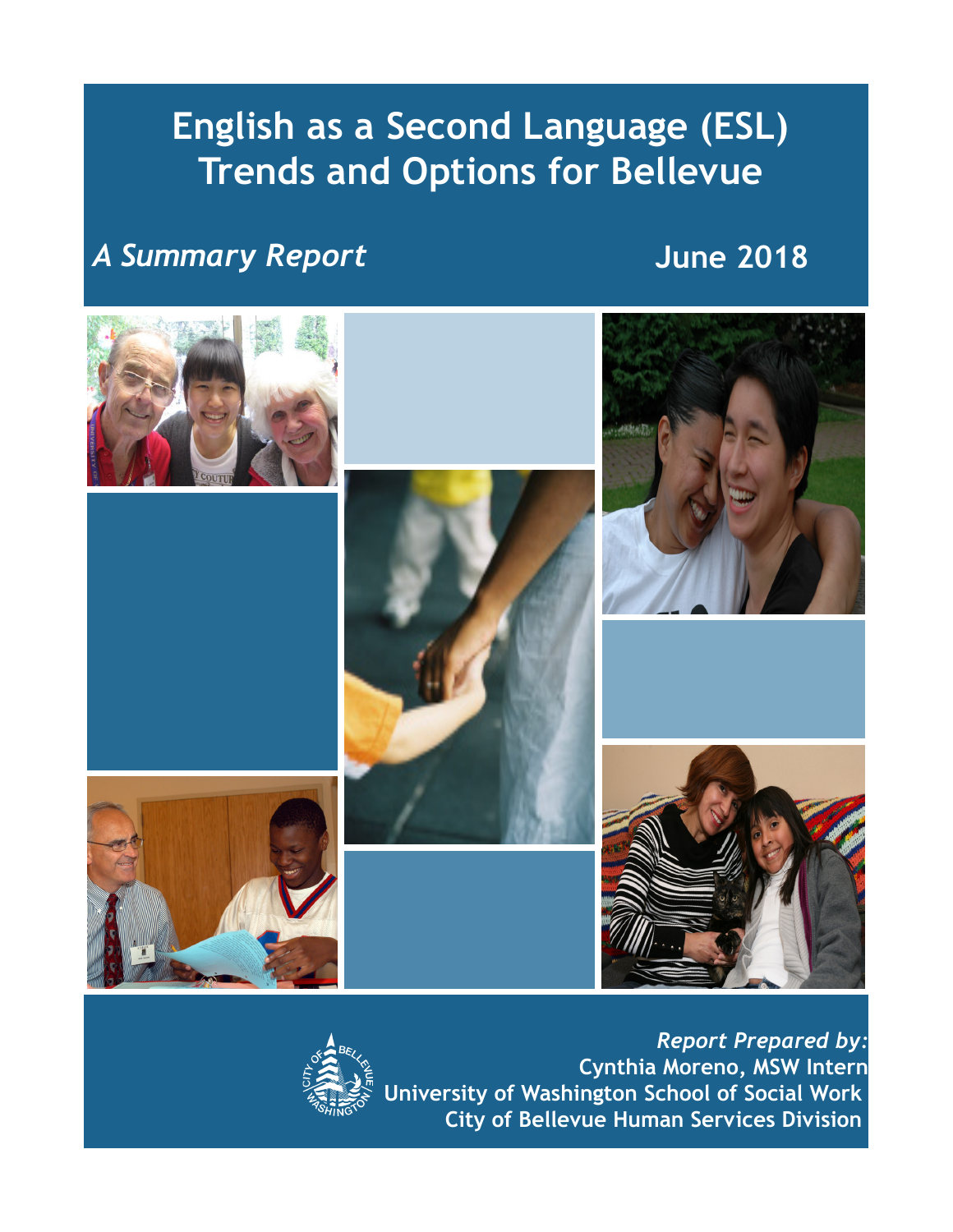# English as a Second Language (ESL) Trends and Options for Bellevue

*A Summary Report*

**June 2018**

*Report Prepared by:*
**Cynthia Moreno, MSW Intern**
**University of Washington School of Social Work**
**City of Bellevue Human Services Division**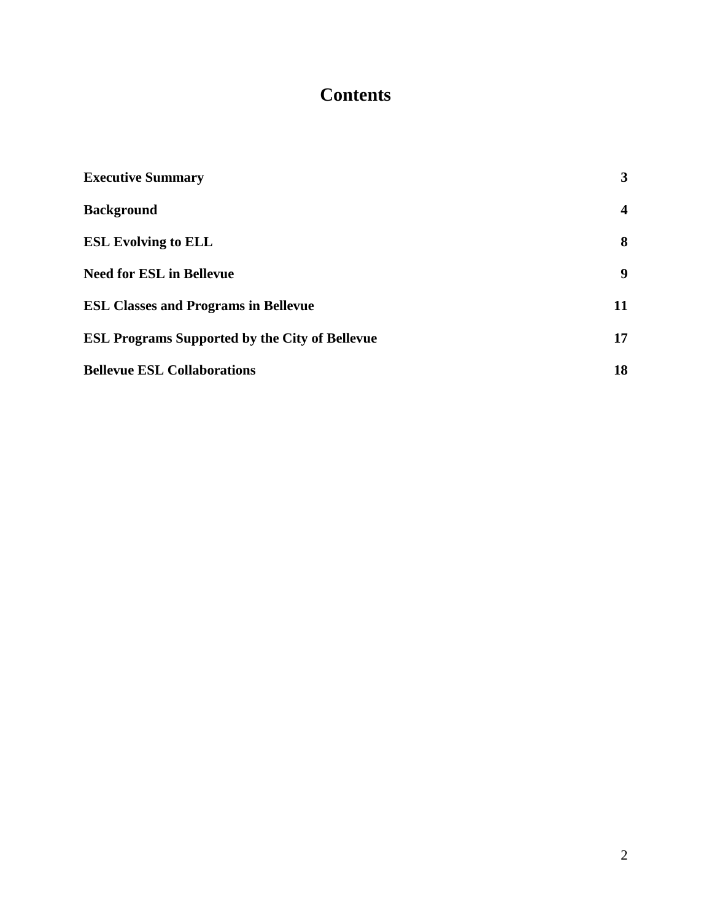# Contents

| | |
|---|---|
| **Executive Summary** | **3** |
| **Background** | **4** |
| **ESL Evolving to ELL** | **8** |
| **Need for ESL in Bellevue** | **9** |
| **ESL Classes and Programs in Bellevue** | **11** |
| **ESL Programs Supported by the City of Bellevue** | **17** |
| **Bellevue ESL Collaborations** | **18** |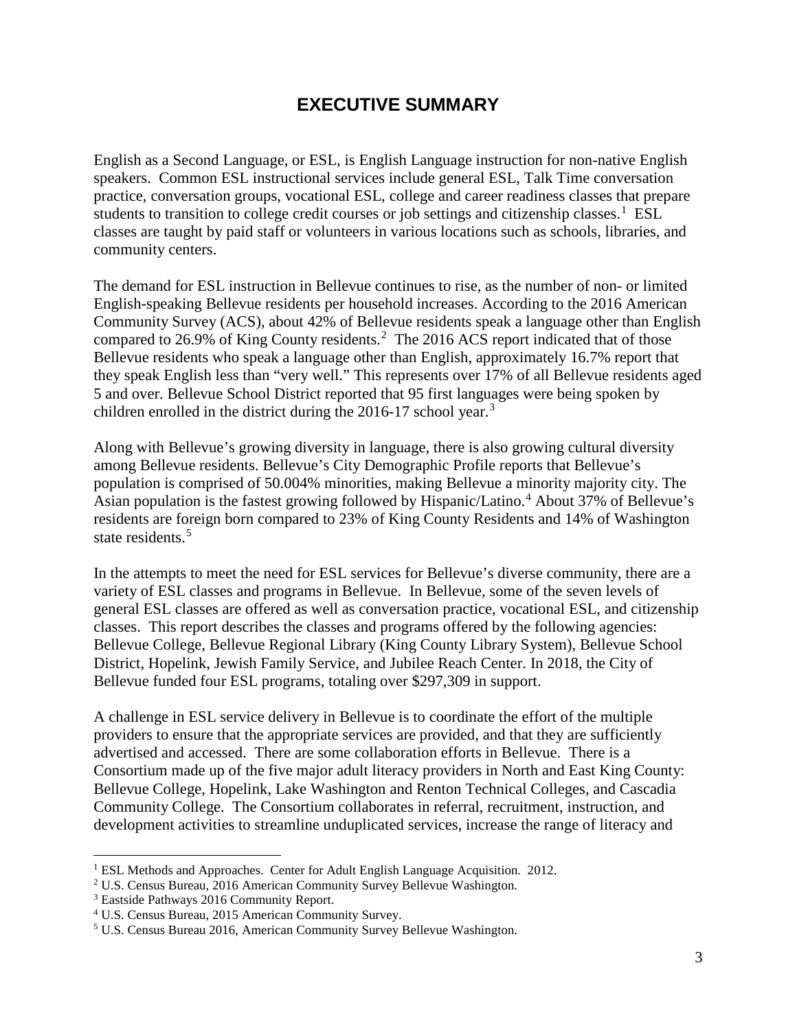# EXECUTIVE SUMMARY

English as a Second Language, or ESL, is English Language instruction for non-native English speakers. Common ESL instructional services include general ESL, Talk Time conversation practice, conversation groups, vocational ESL, college and career readiness classes that prepare students to transition to college credit courses or job settings and citizenship classes.[1] ESL classes are taught by paid staff or volunteers in various locations such as schools, libraries, and community centers.

The demand for ESL instruction in Bellevue continues to rise, as the number of non- or limited English-speaking Bellevue residents per household increases. According to the 2016 American Community Survey (ACS), about 42% of Bellevue residents speak a language other than English compared to 26.9% of King County residents.[2] The 2016 ACS report indicated that of those Bellevue residents who speak a language other than English, approximately 16.7% report that they speak English less than "very well." This represents over 17% of all Bellevue residents aged 5 and over. Bellevue School District reported that 95 first languages were being spoken by children enrolled in the district during the 2016-17 school year.[3]

Along with Bellevue's growing diversity in language, there is also growing cultural diversity among Bellevue residents. Bellevue's City Demographic Profile reports that Bellevue's population is comprised of 50.004% minorities, making Bellevue a minority majority city. The Asian population is the fastest growing followed by Hispanic/Latino.[4] About 37% of Bellevue's residents are foreign born compared to 23% of King County Residents and 14% of Washington state residents.[5]

In the attempts to meet the need for ESL services for Bellevue's diverse community, there are a variety of ESL classes and programs in Bellevue. In Bellevue, some of the seven levels of general ESL classes are offered as well as conversation practice, vocational ESL, and citizenship classes. This report describes the classes and programs offered by the following agencies: Bellevue College, Bellevue Regional Library (King County Library System), Bellevue School District, Hopelink, Jewish Family Service, and Jubilee Reach Center. In 2018, the City of Bellevue funded four ESL programs, totaling over $297,309 in support.

A challenge in ESL service delivery in Bellevue is to coordinate the effort of the multiple providers to ensure that the appropriate services are provided, and that they are sufficiently advertised and accessed. There are some collaboration efforts in Bellevue. There is a Consortium made up of the five major adult literacy providers in North and East King County: Bellevue College, Hopelink, Lake Washington and Renton Technical Colleges, and Cascadia Community College. The Consortium collaborates in referral, recruitment, instruction, and development activities to streamline unduplicated services, increase the range of literacy and

---

[1] ESL Methods and Approaches. Center for Adult English Language Acquisition. 2012.

[2] U.S. Census Bureau, 2016 American Community Survey Bellevue Washington.

[3] Eastside Pathways 2016 Community Report.

[4] U.S. Census Bureau, 2015 American Community Survey.

[5] U.S. Census Bureau 2016, American Community Survey Bellevue Washington.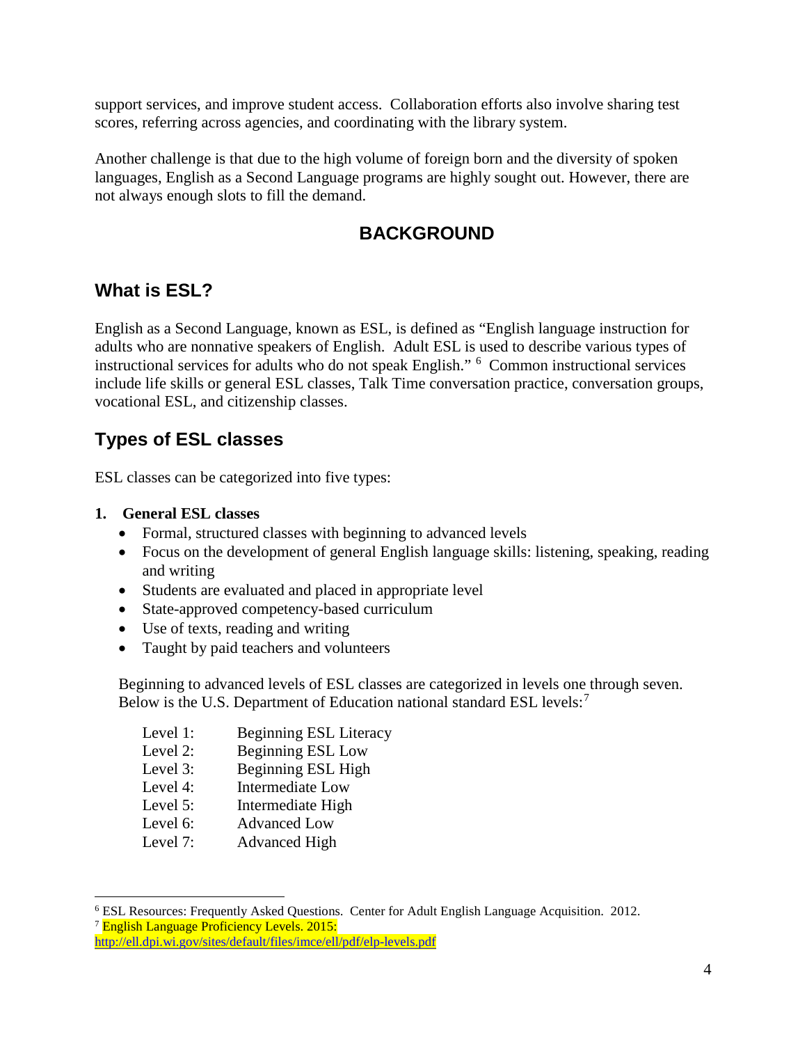support services, and improve student access. Collaboration efforts also involve sharing test scores, referring across agencies, and coordinating with the library system.

Another challenge is that due to the high volume of foreign born and the diversity of spoken languages, English as a Second Language programs are highly sought out. However, there are not always enough slots to fill the demand.

# BACKGROUND

## What is ESL?

English as a Second Language, known as ESL, is defined as "English language instruction for adults who are nonnative speakers of English. Adult ESL is used to describe various types of instructional services for adults who do not speak English." [6] Common instructional services include life skills or general ESL classes, Talk Time conversation practice, conversation groups, vocational ESL, and citizenship classes.

## Types of ESL classes

ESL classes can be categorized into five types:

**1. General ESL classes**

- Formal, structured classes with beginning to advanced levels
- Focus on the development of general English language skills: listening, speaking, reading and writing
- Students are evaluated and placed in appropriate level
- State-approved competency-based curriculum
- Use of texts, reading and writing
- Taught by paid teachers and volunteers

Beginning to advanced levels of ESL classes are categorized in levels one through seven. Below is the U.S. Department of Education national standard ESL levels:[7]

Level 1: Beginning ESL Literacy
Level 2: Beginning ESL Low
Level 3: Beginning ESL High
Level 4: Intermediate Low
Level 5: Intermediate High
Level 6: Advanced Low
Level 7: Advanced High

---

[6] ESL Resources: Frequently Asked Questions. Center for Adult English Language Acquisition. 2012.
[7] English Language Proficiency Levels. 2015: http://ell.dpi.wi.gov/sites/default/files/imce/ell/pdf/elp-levels.pdf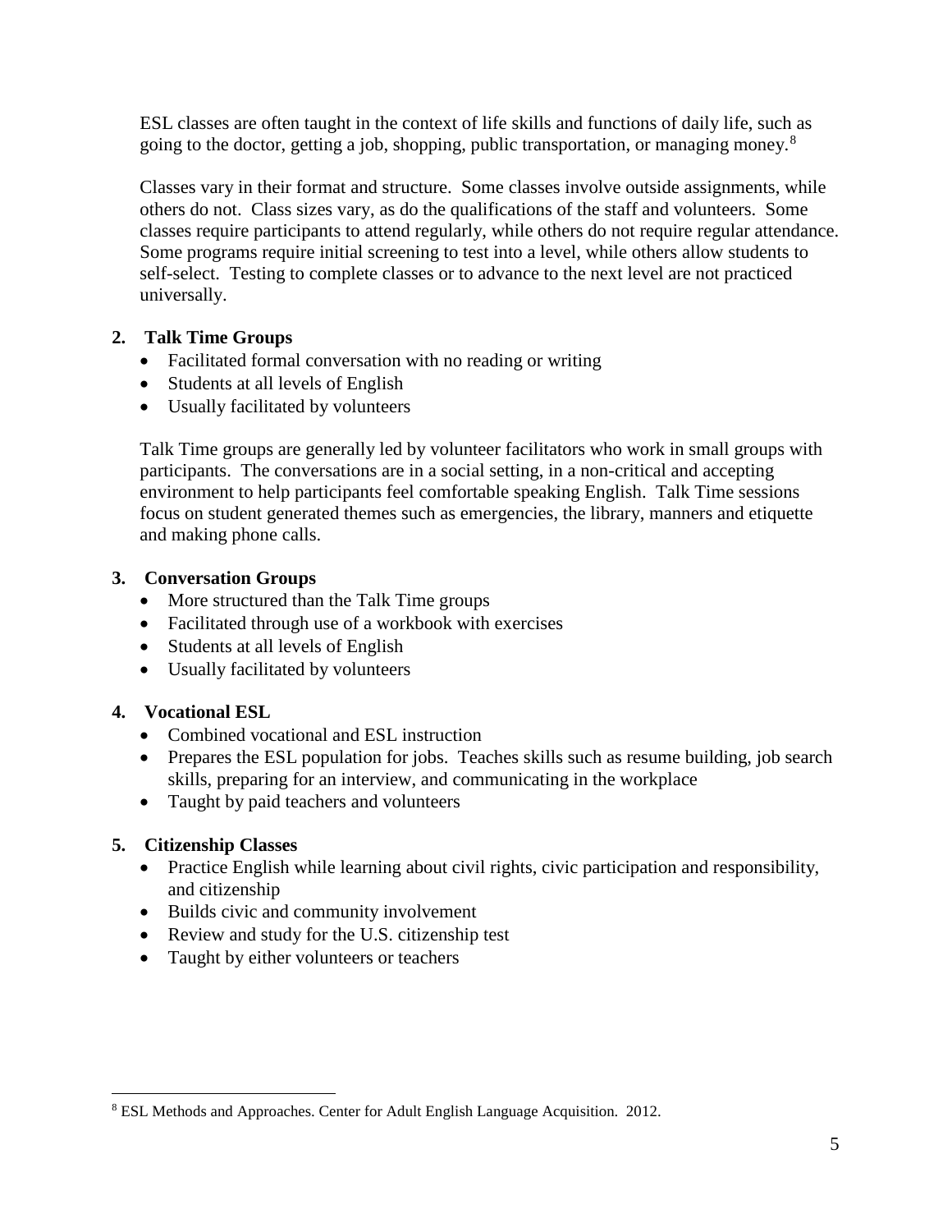ESL classes are often taught in the context of life skills and functions of daily life, such as going to the doctor, getting a job, shopping, public transportation, or managing money.[8]

Classes vary in their format and structure. Some classes involve outside assignments, while others do not. Class sizes vary, as do the qualifications of the staff and volunteers. Some classes require participants to attend regularly, while others do not require regular attendance. Some programs require initial screening to test into a level, while others allow students to self-select. Testing to complete classes or to advance to the next level are not practiced universally.

**2. Talk Time Groups**

- Facilitated formal conversation with no reading or writing
- Students at all levels of English
- Usually facilitated by volunteers

Talk Time groups are generally led by volunteer facilitators who work in small groups with participants. The conversations are in a social setting, in a non-critical and accepting environment to help participants feel comfortable speaking English. Talk Time sessions focus on student generated themes such as emergencies, the library, manners and etiquette and making phone calls.

**3. Conversation Groups**

- More structured than the Talk Time groups
- Facilitated through use of a workbook with exercises
- Students at all levels of English
- Usually facilitated by volunteers

**4. Vocational ESL**

- Combined vocational and ESL instruction
- Prepares the ESL population for jobs. Teaches skills such as resume building, job search skills, preparing for an interview, and communicating in the workplace
- Taught by paid teachers and volunteers

**5. Citizenship Classes**

- Practice English while learning about civil rights, civic participation and responsibility, and citizenship
- Builds civic and community involvement
- Review and study for the U.S. citizenship test
- Taught by either volunteers or teachers

---

[8] ESL Methods and Approaches. Center for Adult English Language Acquisition. 2012.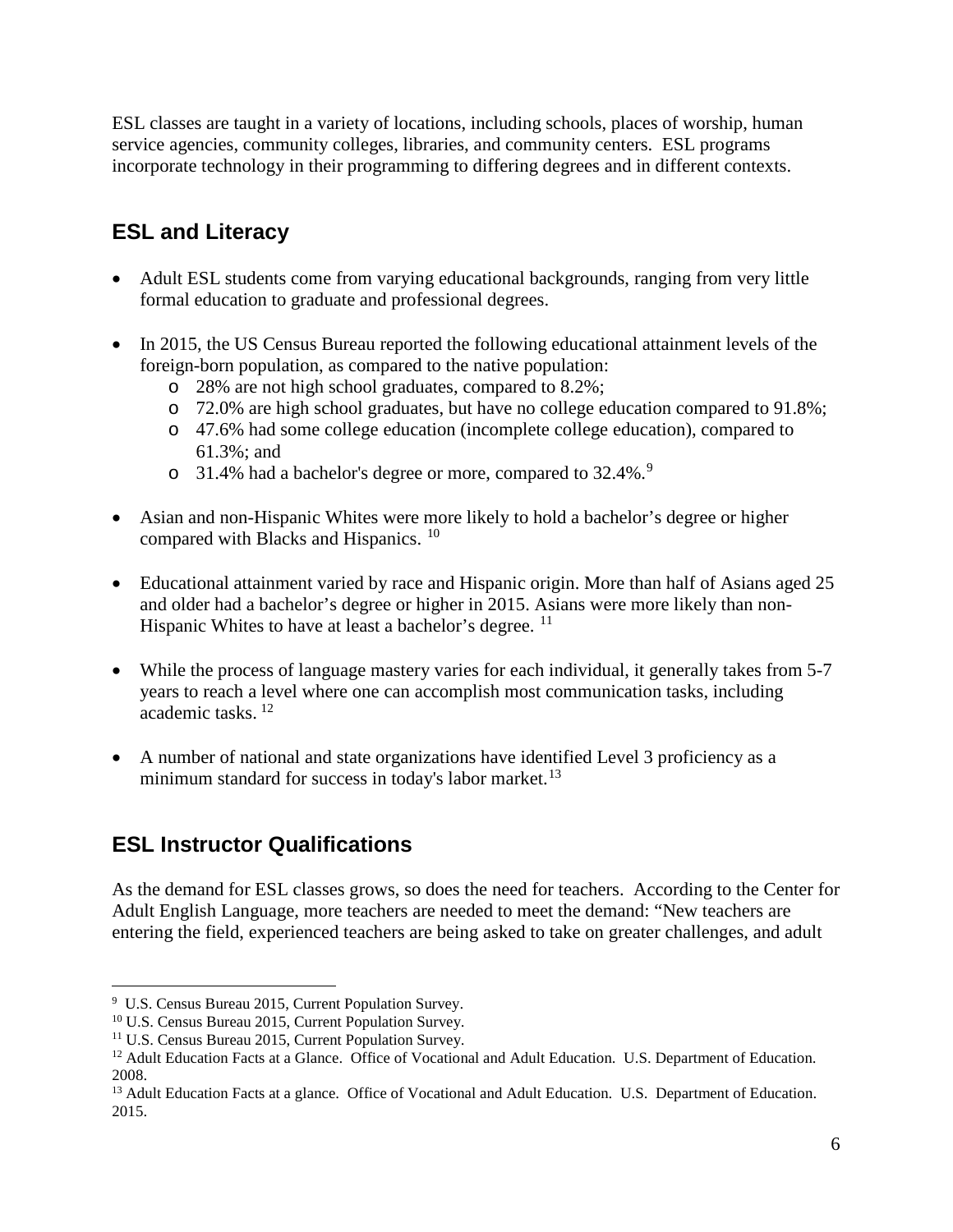ESL classes are taught in a variety of locations, including schools, places of worship, human service agencies, community colleges, libraries, and community centers. ESL programs incorporate technology in their programming to differing degrees and in different contexts.

## ESL and Literacy

- Adult ESL students come from varying educational backgrounds, ranging from very little formal education to graduate and professional degrees.
- In 2015, the US Census Bureau reported the following educational attainment levels of the foreign-born population, as compared to the native population:
  - 28% are not high school graduates, compared to 8.2%;
  - 72.0% are high school graduates, but have no college education compared to 91.8%;
  - 47.6% had some college education (incomplete college education), compared to 61.3%; and
  - 31.4% had a bachelor's degree or more, compared to 32.4%.[9]
- Asian and non-Hispanic Whites were more likely to hold a bachelor's degree or higher compared with Blacks and Hispanics. [10]
- Educational attainment varied by race and Hispanic origin. More than half of Asians aged 25 and older had a bachelor's degree or higher in 2015. Asians were more likely than non-Hispanic Whites to have at least a bachelor's degree. [11]
- While the process of language mastery varies for each individual, it generally takes from 5-7 years to reach a level where one can accomplish most communication tasks, including academic tasks. [12]
- A number of national and state organizations have identified Level 3 proficiency as a minimum standard for success in today's labor market.[13]

## ESL Instructor Qualifications

As the demand for ESL classes grows, so does the need for teachers. According to the Center for Adult English Language, more teachers are needed to meet the demand: "New teachers are entering the field, experienced teachers are being asked to take on greater challenges, and adult

---

[9] U.S. Census Bureau 2015, Current Population Survey.

[10] U.S. Census Bureau 2015, Current Population Survey.

[11] U.S. Census Bureau 2015, Current Population Survey.

[12] Adult Education Facts at a Glance. Office of Vocational and Adult Education. U.S. Department of Education. 2008.

[13] Adult Education Facts at a glance. Office of Vocational and Adult Education. U.S. Department of Education. 2015.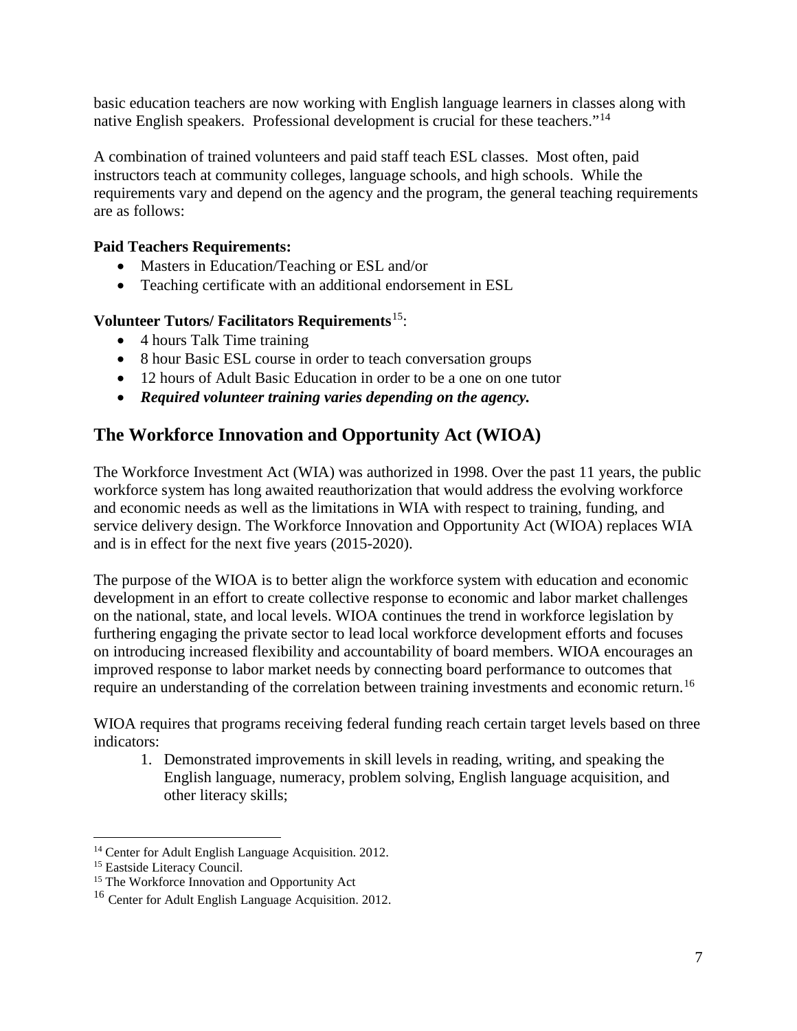basic education teachers are now working with English language learners in classes along with native English speakers. Professional development is crucial for these teachers."[14]

A combination of trained volunteers and paid staff teach ESL classes. Most often, paid instructors teach at community colleges, language schools, and high schools. While the requirements vary and depend on the agency and the program, the general teaching requirements are as follows:

**Paid Teachers Requirements:**

- Masters in Education/Teaching or ESL and/or
- Teaching certificate with an additional endorsement in ESL

**Volunteer Tutors/ Facilitators Requirements**[15]:

- 4 hours Talk Time training
- 8 hour Basic ESL course in order to teach conversation groups
- 12 hours of Adult Basic Education in order to be a one on one tutor
- ***Required volunteer training varies depending on the agency.***

## The Workforce Innovation and Opportunity Act (WIOA)

The Workforce Investment Act (WIA) was authorized in 1998. Over the past 11 years, the public workforce system has long awaited reauthorization that would address the evolving workforce and economic needs as well as the limitations in WIA with respect to training, funding, and service delivery design. The Workforce Innovation and Opportunity Act (WIOA) replaces WIA and is in effect for the next five years (2015-2020).

The purpose of the WIOA is to better align the workforce system with education and economic development in an effort to create collective response to economic and labor market challenges on the national, state, and local levels. WIOA continues the trend in workforce legislation by furthering engaging the private sector to lead local workforce development efforts and focuses on introducing increased flexibility and accountability of board members. WIOA encourages an improved response to labor market needs by connecting board performance to outcomes that require an understanding of the correlation between training investments and economic return.[16]

WIOA requires that programs receiving federal funding reach certain target levels based on three indicators:

1. Demonstrated improvements in skill levels in reading, writing, and speaking the English language, numeracy, problem solving, English language acquisition, and other literacy skills;

---

[14] Center for Adult English Language Acquisition. 2012.
[15] Eastside Literacy Council.
[15] The Workforce Innovation and Opportunity Act
[16] Center for Adult English Language Acquisition. 2012.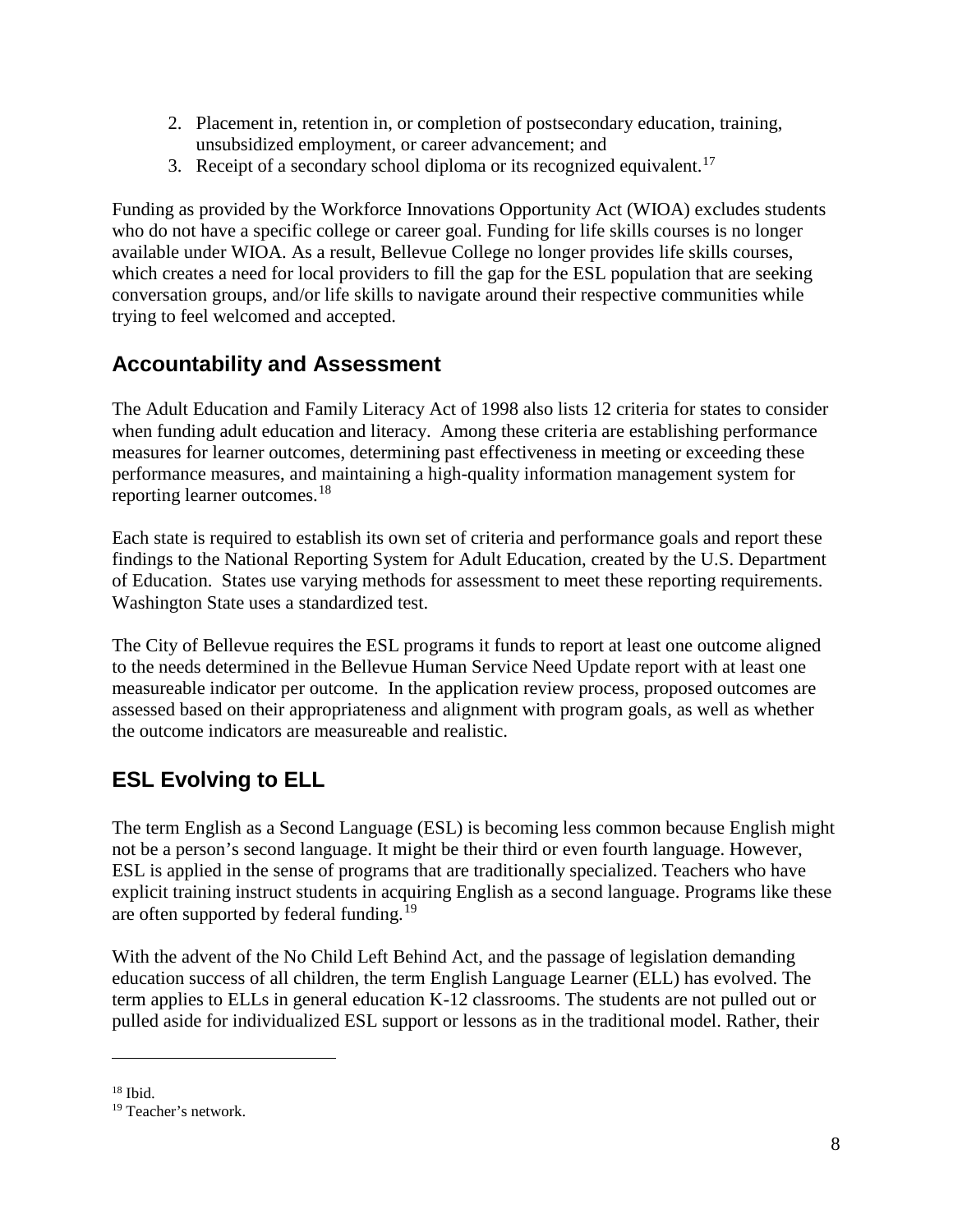2. Placement in, retention in, or completion of postsecondary education, training, unsubsidized employment, or career advancement; and
3. Receipt of a secondary school diploma or its recognized equivalent.[17]

Funding as provided by the Workforce Innovations Opportunity Act (WIOA) excludes students who do not have a specific college or career goal. Funding for life skills courses is no longer available under WIOA. As a result, Bellevue College no longer provides life skills courses, which creates a need for local providers to fill the gap for the ESL population that are seeking conversation groups, and/or life skills to navigate around their respective communities while trying to feel welcomed and accepted.

## Accountability and Assessment

The Adult Education and Family Literacy Act of 1998 also lists 12 criteria for states to consider when funding adult education and literacy. Among these criteria are establishing performance measures for learner outcomes, determining past effectiveness in meeting or exceeding these performance measures, and maintaining a high-quality information management system for reporting learner outcomes.[18]

Each state is required to establish its own set of criteria and performance goals and report these findings to the National Reporting System for Adult Education, created by the U.S. Department of Education. States use varying methods for assessment to meet these reporting requirements. Washington State uses a standardized test.

The City of Bellevue requires the ESL programs it funds to report at least one outcome aligned to the needs determined in the Bellevue Human Service Need Update report with at least one measureable indicator per outcome. In the application review process, proposed outcomes are assessed based on their appropriateness and alignment with program goals, as well as whether the outcome indicators are measureable and realistic.

## ESL Evolving to ELL

The term English as a Second Language (ESL) is becoming less common because English might not be a person's second language. It might be their third or even fourth language. However, ESL is applied in the sense of programs that are traditionally specialized. Teachers who have explicit training instruct students in acquiring English as a second language. Programs like these are often supported by federal funding.[19]

With the advent of the No Child Left Behind Act, and the passage of legislation demanding education success of all children, the term English Language Learner (ELL) has evolved. The term applies to ELLs in general education K-12 classrooms. The students are not pulled out or pulled aside for individualized ESL support or lessons as in the traditional model. Rather, their

---

[18] Ibid.
[19] Teacher's network.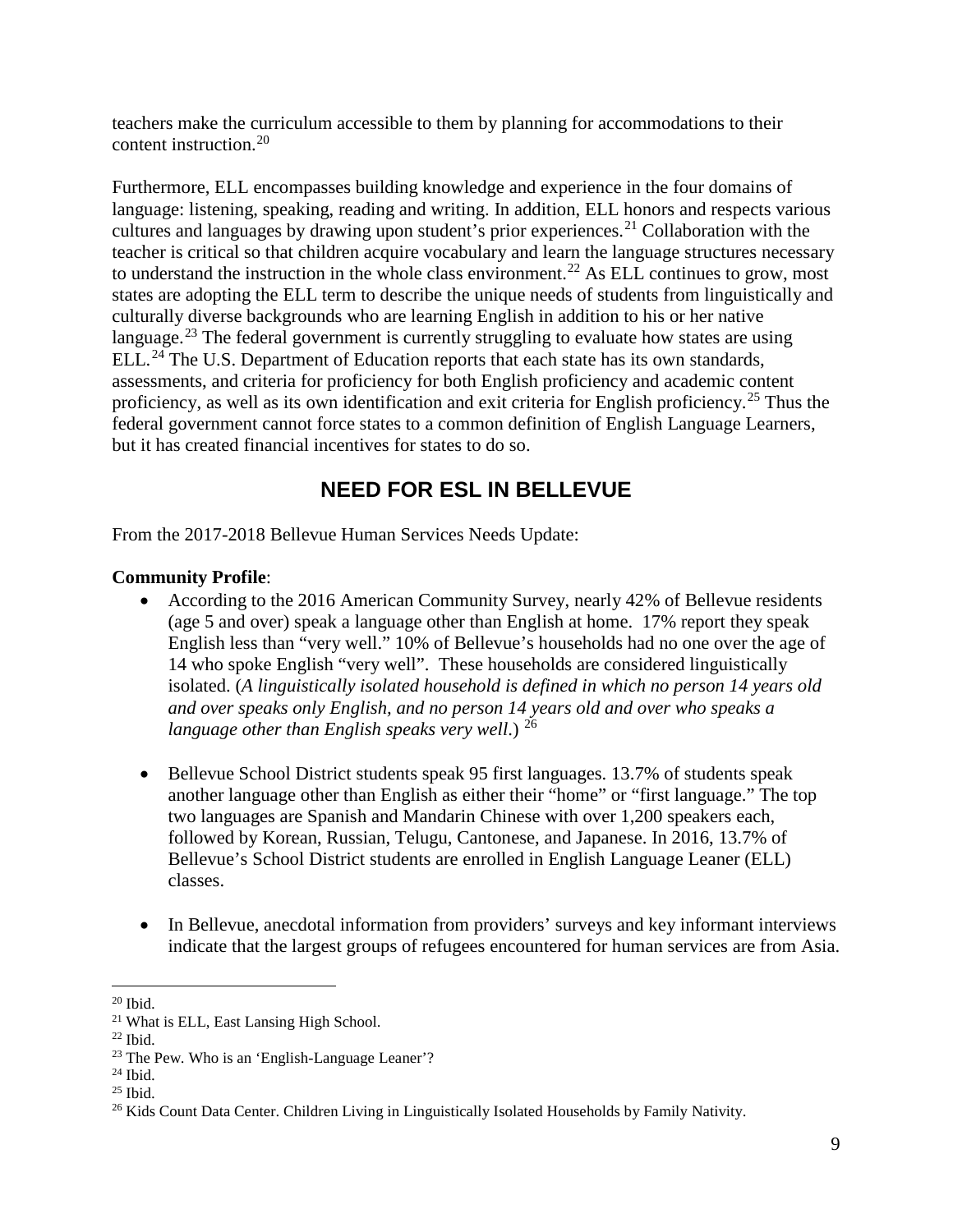teachers make the curriculum accessible to them by planning for accommodations to their content instruction.[20]

Furthermore, ELL encompasses building knowledge and experience in the four domains of language: listening, speaking, reading and writing. In addition, ELL honors and respects various cultures and languages by drawing upon student's prior experiences.[21] Collaboration with the teacher is critical so that children acquire vocabulary and learn the language structures necessary to understand the instruction in the whole class environment.[22] As ELL continues to grow, most states are adopting the ELL term to describe the unique needs of students from linguistically and culturally diverse backgrounds who are learning English in addition to his or her native language.[23] The federal government is currently struggling to evaluate how states are using ELL.[24] The U.S. Department of Education reports that each state has its own standards, assessments, and criteria for proficiency for both English proficiency and academic content proficiency, as well as its own identification and exit criteria for English proficiency.[25] Thus the federal government cannot force states to a common definition of English Language Learners, but it has created financial incentives for states to do so.

## NEED FOR ESL IN BELLEVUE

From the 2017-2018 Bellevue Human Services Needs Update:

**Community Profile**:

- According to the 2016 American Community Survey, nearly 42% of Bellevue residents (age 5 and over) speak a language other than English at home. 17% report they speak English less than "very well." 10% of Bellevue's households had no one over the age of 14 who spoke English "very well". These households are considered linguistically isolated. (*A linguistically isolated household is defined in which no person 14 years old and over speaks only English, and no person 14 years old and over who speaks a language other than English speaks very well*.) [26]

- Bellevue School District students speak 95 first languages. 13.7% of students speak another language other than English as either their "home" or "first language." The top two languages are Spanish and Mandarin Chinese with over 1,200 speakers each, followed by Korean, Russian, Telugu, Cantonese, and Japanese. In 2016, 13.7% of Bellevue's School District students are enrolled in English Language Leaner (ELL) classes.

- In Bellevue, anecdotal information from providers' surveys and key informant interviews indicate that the largest groups of refugees encountered for human services are from Asia.

---

[20] Ibid.

[21] What is ELL, East Lansing High School.

[22] Ibid.

[23] The Pew. Who is an 'English-Language Leaner'?

[24] Ibid.

[25] Ibid.

[26] Kids Count Data Center. Children Living in Linguistically Isolated Households by Family Nativity.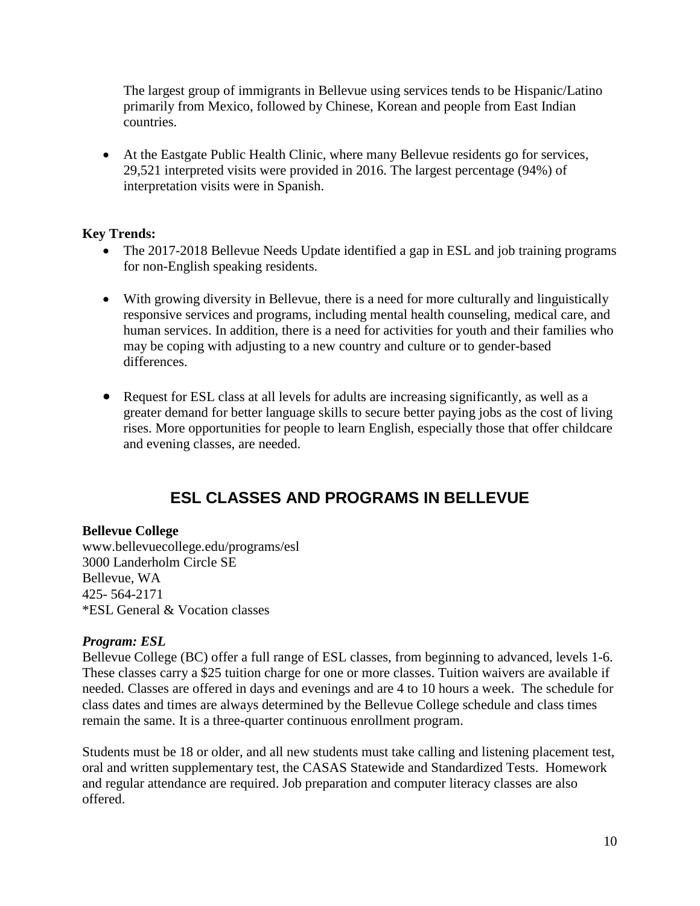The largest group of immigrants in Bellevue using services tends to be Hispanic/Latino primarily from Mexico, followed by Chinese, Korean and people from East Indian countries.

- At the Eastgate Public Health Clinic, where many Bellevue residents go for services, 29,521 interpreted visits were provided in 2016. The largest percentage (94%) of interpretation visits were in Spanish.

**Key Trends:**

- The 2017-2018 Bellevue Needs Update identified a gap in ESL and job training programs for non-English speaking residents.
- With growing diversity in Bellevue, there is a need for more culturally and linguistically responsive services and programs, including mental health counseling, medical care, and human services. In addition, there is a need for activities for youth and their families who may be coping with adjusting to a new country and culture or to gender-based differences.
- Request for ESL class at all levels for adults are increasing significantly, as well as a greater demand for better language skills to secure better paying jobs as the cost of living rises. More opportunities for people to learn English, especially those that offer childcare and evening classes, are needed.

## ESL CLASSES AND PROGRAMS IN BELLEVUE

**Bellevue College**
www.bellevuecollege.edu/programs/esl
3000 Landerholm Circle SE
Bellevue, WA
425- 564-2171
*ESL General & Vocation classes

***Program: ESL***

Bellevue College (BC) offer a full range of ESL classes, from beginning to advanced, levels 1-6. These classes carry a $25 tuition charge for one or more classes. Tuition waivers are available if needed. Classes are offered in days and evenings and are 4 to 10 hours a week. The schedule for class dates and times are always determined by the Bellevue College schedule and class times remain the same. It is a three-quarter continuous enrollment program.

Students must be 18 or older, and all new students must take calling and listening placement test, oral and written supplementary test, the CASAS Statewide and Standardized Tests. Homework and regular attendance are required. Job preparation and computer literacy classes are also offered.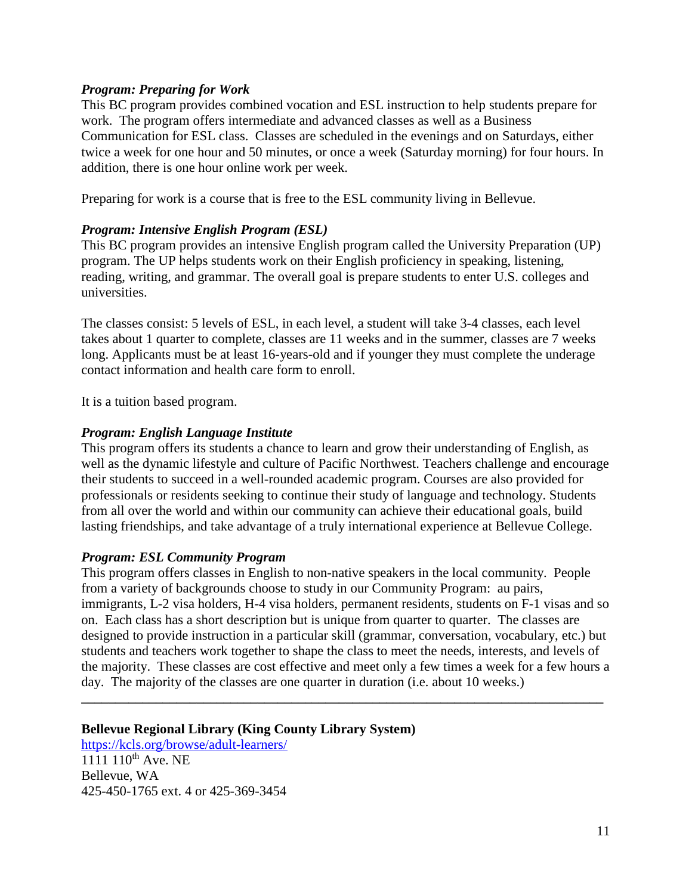***Program: Preparing for Work***

This BC program provides combined vocation and ESL instruction to help students prepare for work. The program offers intermediate and advanced classes as well as a Business Communication for ESL class. Classes are scheduled in the evenings and on Saturdays, either twice a week for one hour and 50 minutes, or once a week (Saturday morning) for four hours. In addition, there is one hour online work per week.

Preparing for work is a course that is free to the ESL community living in Bellevue.

***Program: Intensive English Program (ESL)***

This BC program provides an intensive English program called the University Preparation (UP) program. The UP helps students work on their English proficiency in speaking, listening, reading, writing, and grammar. The overall goal is prepare students to enter U.S. colleges and universities.

The classes consist: 5 levels of ESL, in each level, a student will take 3-4 classes, each level takes about 1 quarter to complete, classes are 11 weeks and in the summer, classes are 7 weeks long. Applicants must be at least 16-years-old and if younger they must complete the underage contact information and health care form to enroll.

It is a tuition based program.

***Program: English Language Institute***

This program offers its students a chance to learn and grow their understanding of English, as well as the dynamic lifestyle and culture of Pacific Northwest. Teachers challenge and encourage their students to succeed in a well-rounded academic program. Courses are also provided for professionals or residents seeking to continue their study of language and technology. Students from all over the world and within our community can achieve their educational goals, build lasting friendships, and take advantage of a truly international experience at Bellevue College.

***Program: ESL Community Program***

This program offers classes in English to non-native speakers in the local community. People from a variety of backgrounds choose to study in our Community Program: au pairs, immigrants, L-2 visa holders, H-4 visa holders, permanent residents, students on F-1 visas and so on. Each class has a short description but is unique from quarter to quarter. The classes are designed to provide instruction in a particular skill (grammar, conversation, vocabulary, etc.) but students and teachers work together to shape the class to meet the needs, interests, and levels of the majority. These classes are cost effective and meet only a few times a week for a few hours a day. The majority of the classes are one quarter in duration (i.e. about 10 weeks.)

---

**Bellevue Regional Library (King County Library System)**

https://kcls.org/browse/adult-learners/

1111 110th Ave. NE

Bellevue, WA

425-450-1765 ext. 4 or 425-369-3454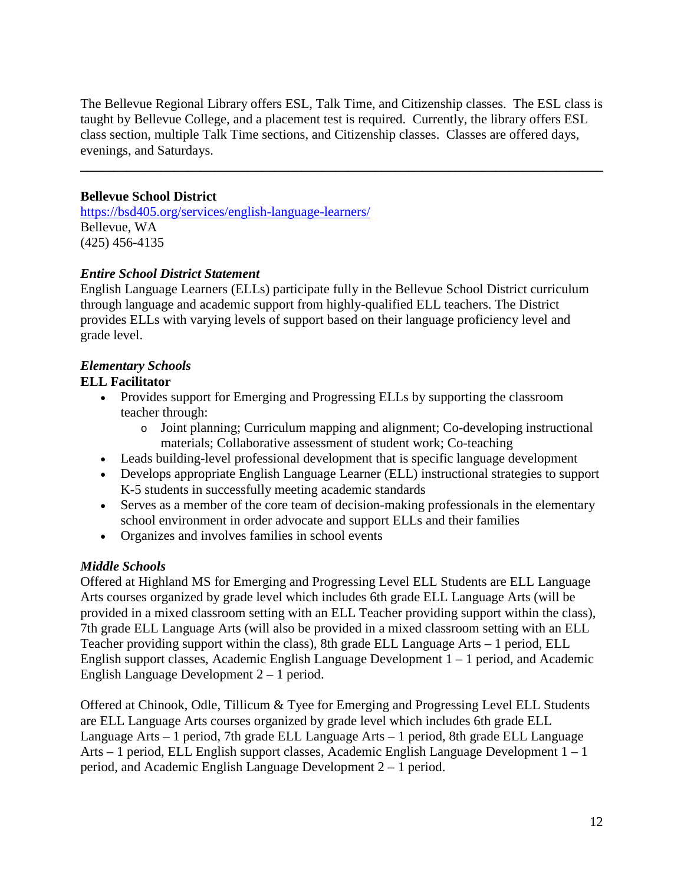The Bellevue Regional Library offers ESL, Talk Time, and Citizenship classes. The ESL class is taught by Bellevue College, and a placement test is required. Currently, the library offers ESL class section, multiple Talk Time sections, and Citizenship classes. Classes are offered days, evenings, and Saturdays.

---

**Bellevue School District**
[https://bsd405.org/services/english-language-learners/](https://bsd405.org/services/english-language-learners/)
Bellevue, WA
(425) 456-4135

***Entire School District Statement***
English Language Learners (ELLs) participate fully in the Bellevue School District curriculum through language and academic support from highly-qualified ELL teachers. The District provides ELLs with varying levels of support based on their language proficiency level and grade level.

***Elementary Schools***
**ELL Facilitator**

- Provides support for Emerging and Progressing ELLs by supporting the classroom teacher through:
    - Joint planning; Curriculum mapping and alignment; Co-developing instructional materials; Collaborative assessment of student work; Co-teaching
- Leads building-level professional development that is specific language development
- Develops appropriate English Language Learner (ELL) instructional strategies to support K-5 students in successfully meeting academic standards
- Serves as a member of the core team of decision-making professionals in the elementary school environment in order advocate and support ELLs and their families
- Organizes and involves families in school events

***Middle Schools***
Offered at Highland MS for Emerging and Progressing Level ELL Students are ELL Language Arts courses organized by grade level which includes 6th grade ELL Language Arts (will be provided in a mixed classroom setting with an ELL Teacher providing support within the class), 7th grade ELL Language Arts (will also be provided in a mixed classroom setting with an ELL Teacher providing support within the class), 8th grade ELL Language Arts – 1 period, ELL English support classes, Academic English Language Development 1 – 1 period, and Academic English Language Development 2 – 1 period.

Offered at Chinook, Odle, Tillicum & Tyee for Emerging and Progressing Level ELL Students are ELL Language Arts courses organized by grade level which includes 6th grade ELL Language Arts – 1 period, 7th grade ELL Language Arts – 1 period, 8th grade ELL Language Arts – 1 period, ELL English support classes, Academic English Language Development 1 – 1 period, and Academic English Language Development 2 – 1 period.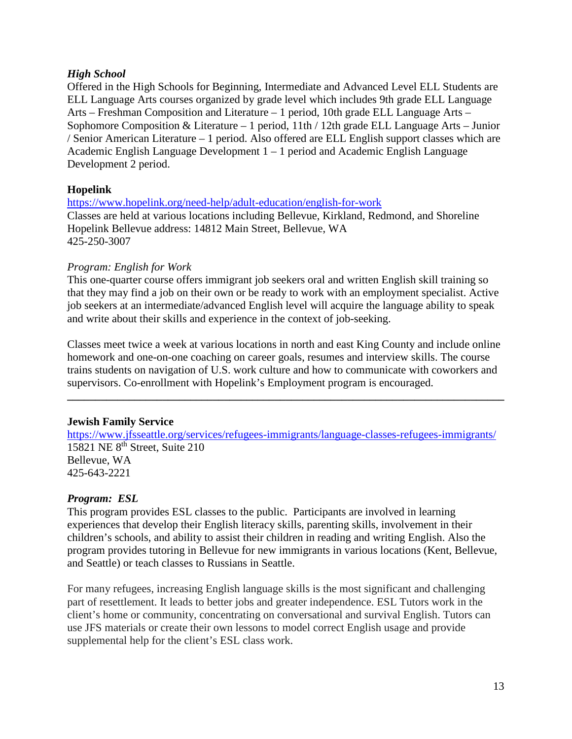***High School***

Offered in the High Schools for Beginning, Intermediate and Advanced Level ELL Students are ELL Language Arts courses organized by grade level which includes 9th grade ELL Language Arts – Freshman Composition and Literature – 1 period, 10th grade ELL Language Arts – Sophomore Composition & Literature – 1 period, 11th / 12th grade ELL Language Arts – Junior / Senior American Literature – 1 period. Also offered are ELL English support classes which are Academic English Language Development 1 – 1 period and Academic English Language Development 2 period.

**Hopelink**

https://www.hopelink.org/need-help/adult-education/english-for-work
Classes are held at various locations including Bellevue, Kirkland, Redmond, and Shoreline
Hopelink Bellevue address: 14812 Main Street, Bellevue, WA
425-250-3007

*Program: English for Work*

This one-quarter course offers immigrant job seekers oral and written English skill training so that they may find a job on their own or be ready to work with an employment specialist. Active job seekers at an intermediate/advanced English level will acquire the language ability to speak and write about their skills and experience in the context of job-seeking.

Classes meet twice a week at various locations in north and east King County and include online homework and one-on-one coaching on career goals, resumes and interview skills. The course trains students on navigation of U.S. work culture and how to communicate with coworkers and supervisors. Co-enrollment with Hopelink's Employment program is encouraged.

---

**Jewish Family Service**

https://www.jfsseattle.org/services/refugees-immigrants/language-classes-refugees-immigrants/
15821 NE 8th Street, Suite 210
Bellevue, WA
425-643-2221

***Program: ESL***

This program provides ESL classes to the public. Participants are involved in learning experiences that develop their English literacy skills, parenting skills, involvement in their children's schools, and ability to assist their children in reading and writing English. Also the program provides tutoring in Bellevue for new immigrants in various locations (Kent, Bellevue, and Seattle) or teach classes to Russians in Seattle.

For many refugees, increasing English language skills is the most significant and challenging part of resettlement. It leads to better jobs and greater independence. ESL Tutors work in the client's home or community, concentrating on conversational and survival English. Tutors can use JFS materials or create their own lessons to model correct English usage and provide supplemental help for the client's ESL class work.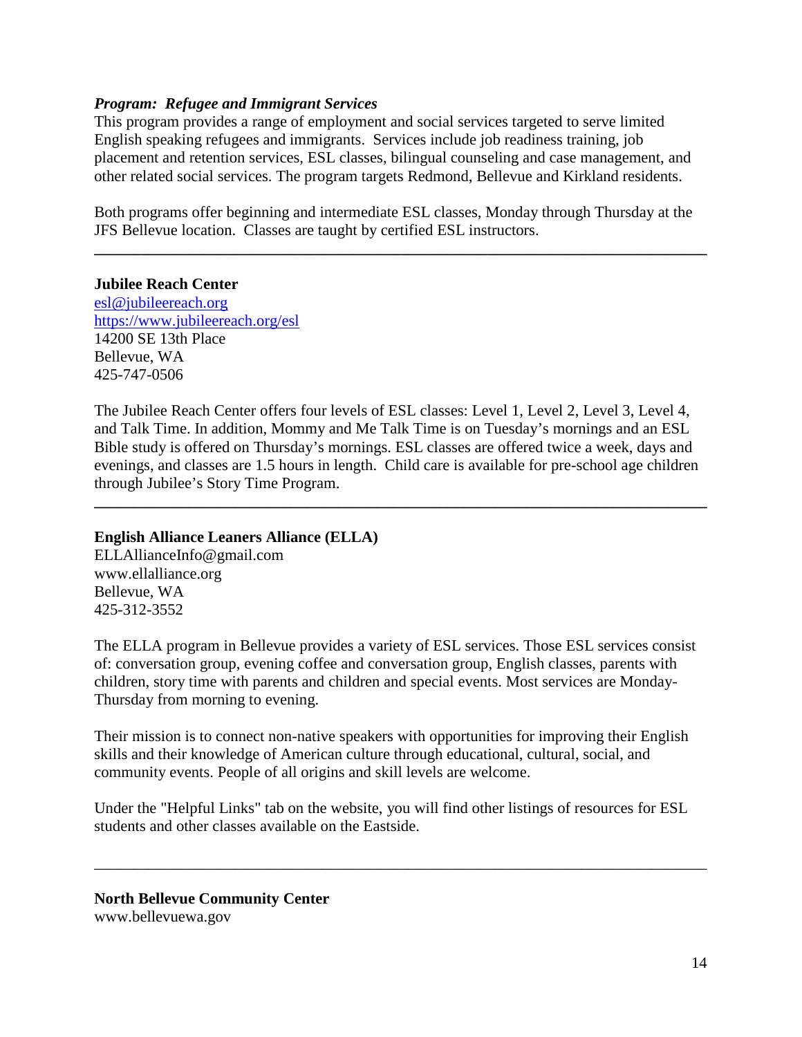***Program: Refugee and Immigrant Services***
This program provides a range of employment and social services targeted to serve limited English speaking refugees and immigrants. Services include job readiness training, job placement and retention services, ESL classes, bilingual counseling and case management, and other related social services. The program targets Redmond, Bellevue and Kirkland residents.

Both programs offer beginning and intermediate ESL classes, Monday through Thursday at the JFS Bellevue location. Classes are taught by certified ESL instructors.

---

**Jubilee Reach Center**
esl@jubileereach.org
https://www.jubileereach.org/esl
14200 SE 13th Place
Bellevue, WA
425-747-0506

The Jubilee Reach Center offers four levels of ESL classes: Level 1, Level 2, Level 3, Level 4, and Talk Time. In addition, Mommy and Me Talk Time is on Tuesday's mornings and an ESL Bible study is offered on Thursday's mornings. ESL classes are offered twice a week, days and evenings, and classes are 1.5 hours in length. Child care is available for pre-school age children through Jubilee's Story Time Program.

---

**English Alliance Leaners Alliance (ELLA)**
ELLAllianceInfo@gmail.com
www.ellalliance.org
Bellevue, WA
425-312-3552

The ELLA program in Bellevue provides a variety of ESL services. Those ESL services consist of: conversation group, evening coffee and conversation group, English classes, parents with children, story time with parents and children and special events. Most services are Monday-Thursday from morning to evening.

Their mission is to connect non-native speakers with opportunities for improving their English skills and their knowledge of American culture through educational, cultural, social, and community events. People of all origins and skill levels are welcome.

Under the "Helpful Links" tab on the website, you will find other listings of resources for ESL students and other classes available on the Eastside.

---

**North Bellevue Community Center**
www.bellevuewa.gov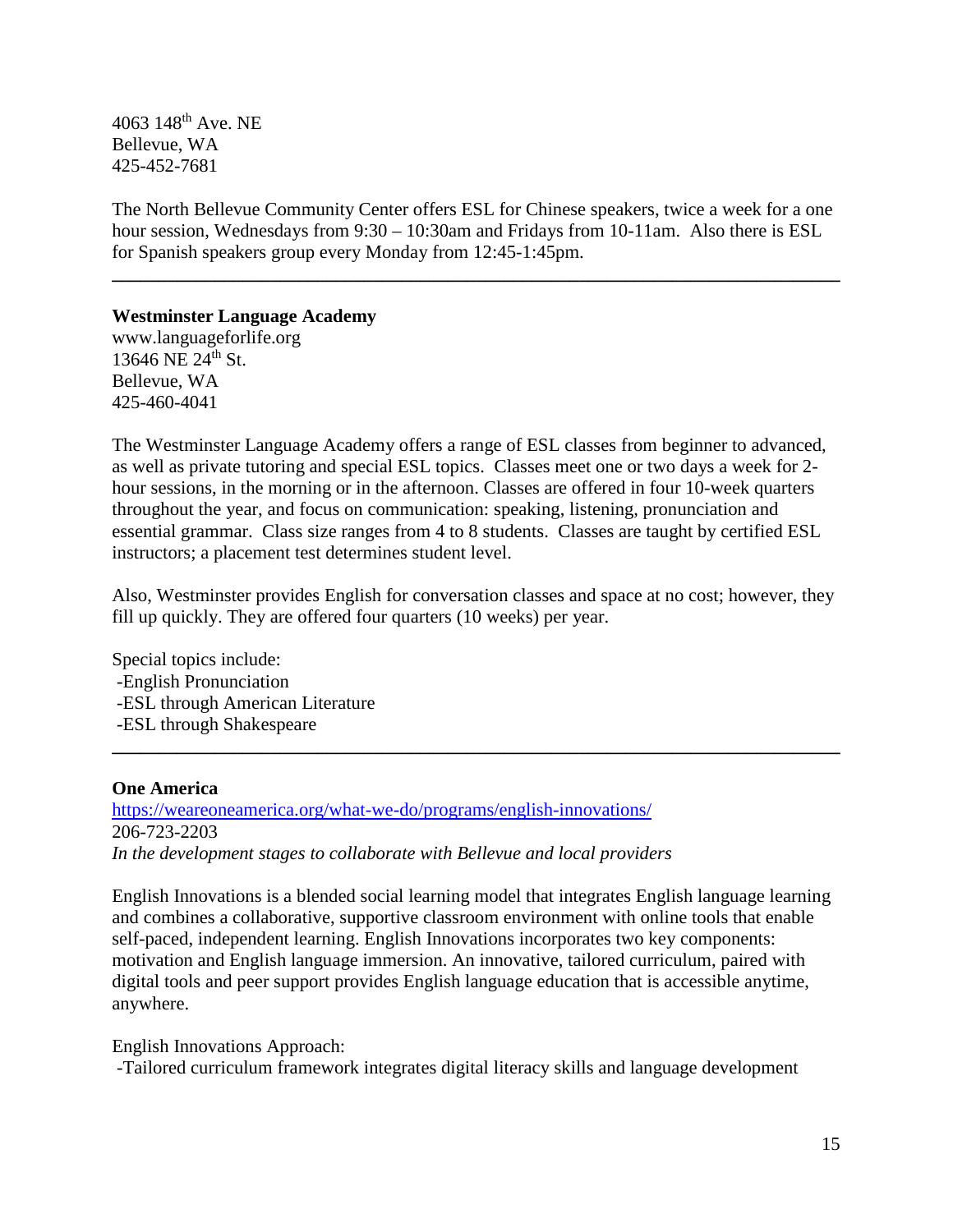4063 148th Ave. NE
Bellevue, WA
425-452-7681

The North Bellevue Community Center offers ESL for Chinese speakers, twice a week for a one hour session, Wednesdays from 9:30 – 10:30am and Fridays from 10-11am. Also there is ESL for Spanish speakers group every Monday from 12:45-1:45pm.

---

**Westminster Language Academy**
www.languageforlife.org
13646 NE 24th St.
Bellevue, WA
425-460-4041

The Westminster Language Academy offers a range of ESL classes from beginner to advanced, as well as private tutoring and special ESL topics. Classes meet one or two days a week for 2-hour sessions, in the morning or in the afternoon. Classes are offered in four 10-week quarters throughout the year, and focus on communication: speaking, listening, pronunciation and essential grammar. Class size ranges from 4 to 8 students. Classes are taught by certified ESL instructors; a placement test determines student level.

Also, Westminster provides English for conversation classes and space at no cost; however, they fill up quickly. They are offered four quarters (10 weeks) per year.

Special topics include:
-English Pronunciation
-ESL through American Literature
-ESL through Shakespeare

---

**One America**
[https://weareoneamerica.org/what-we-do/programs/english-innovations/](https://weareoneamerica.org/what-we-do/programs/english-innovations/)
206-723-2203
*In the development stages to collaborate with Bellevue and local providers*

English Innovations is a blended social learning model that integrates English language learning and combines a collaborative, supportive classroom environment with online tools that enable self-paced, independent learning. English Innovations incorporates two key components: motivation and English language immersion. An innovative, tailored curriculum, paired with digital tools and peer support provides English language education that is accessible anytime, anywhere.

English Innovations Approach:
-Tailored curriculum framework integrates digital literacy skills and language development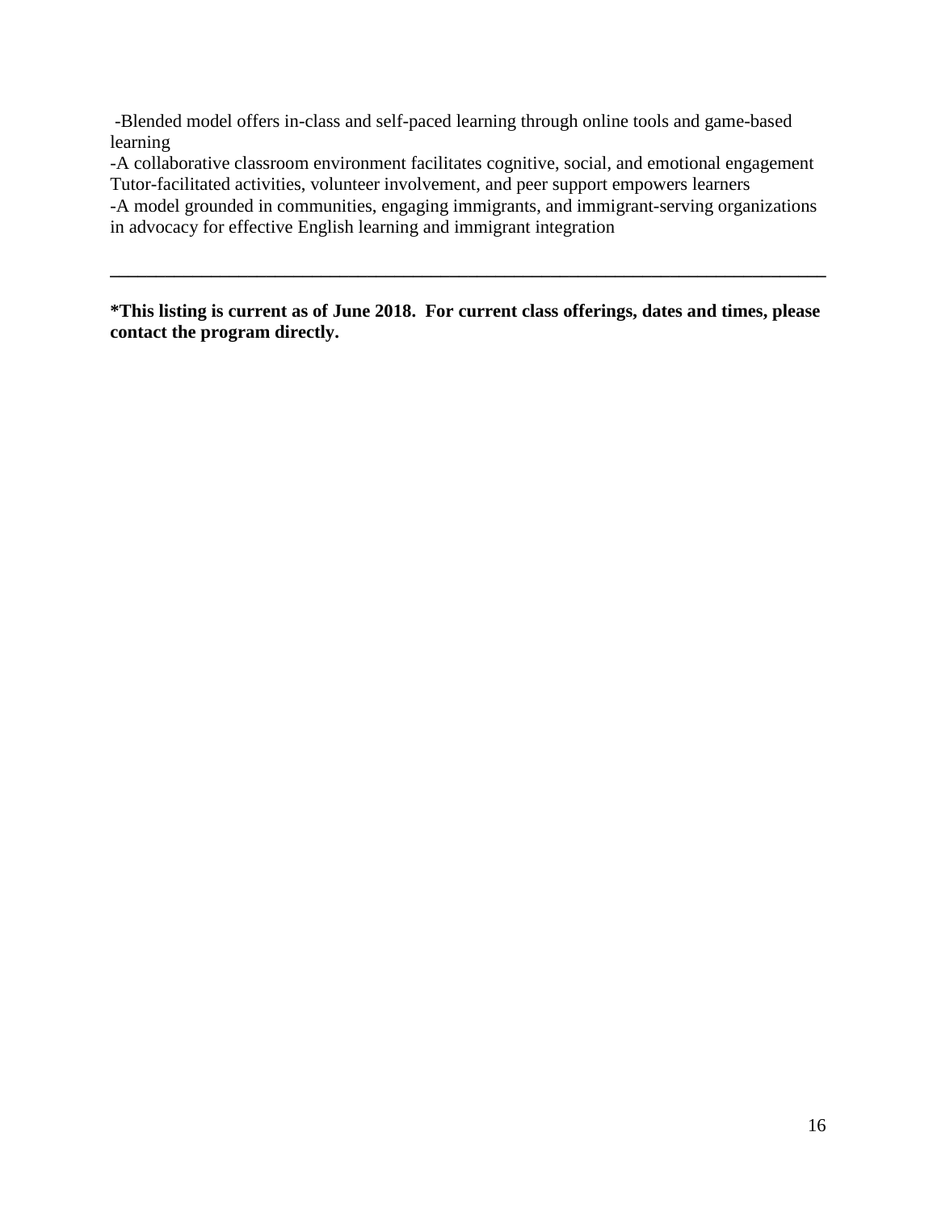-Blended model offers in-class and self-paced learning through online tools and game-based learning
-A collaborative classroom environment facilitates cognitive, social, and emotional engagement
Tutor-facilitated activities, volunteer involvement, and peer support empowers learners
-A model grounded in communities, engaging immigrants, and immigrant-serving organizations in advocacy for effective English learning and immigrant integration

---

**\*This listing is current as of June 2018. For current class offerings, dates and times, please contact the program directly.**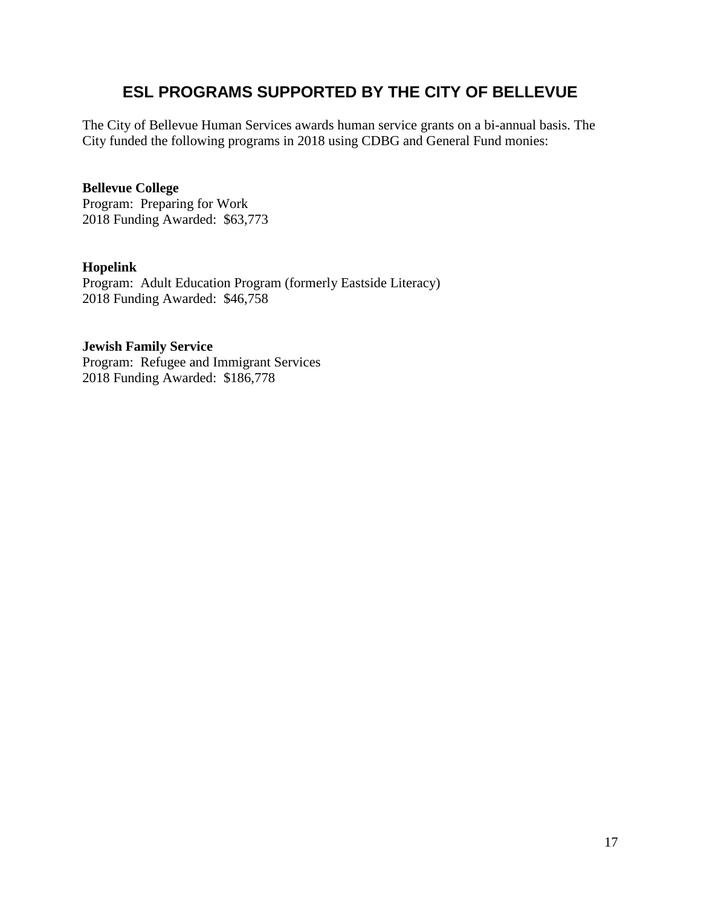# ESL PROGRAMS SUPPORTED BY THE CITY OF BELLEVUE

The City of Bellevue Human Services awards human service grants on a bi-annual basis. The City funded the following programs in 2018 using CDBG and General Fund monies:

**Bellevue College**
Program: Preparing for Work
2018 Funding Awarded: $63,773

**Hopelink**
Program: Adult Education Program (formerly Eastside Literacy)
2018 Funding Awarded: $46,758

**Jewish Family Service**
Program: Refugee and Immigrant Services
2018 Funding Awarded: $186,778